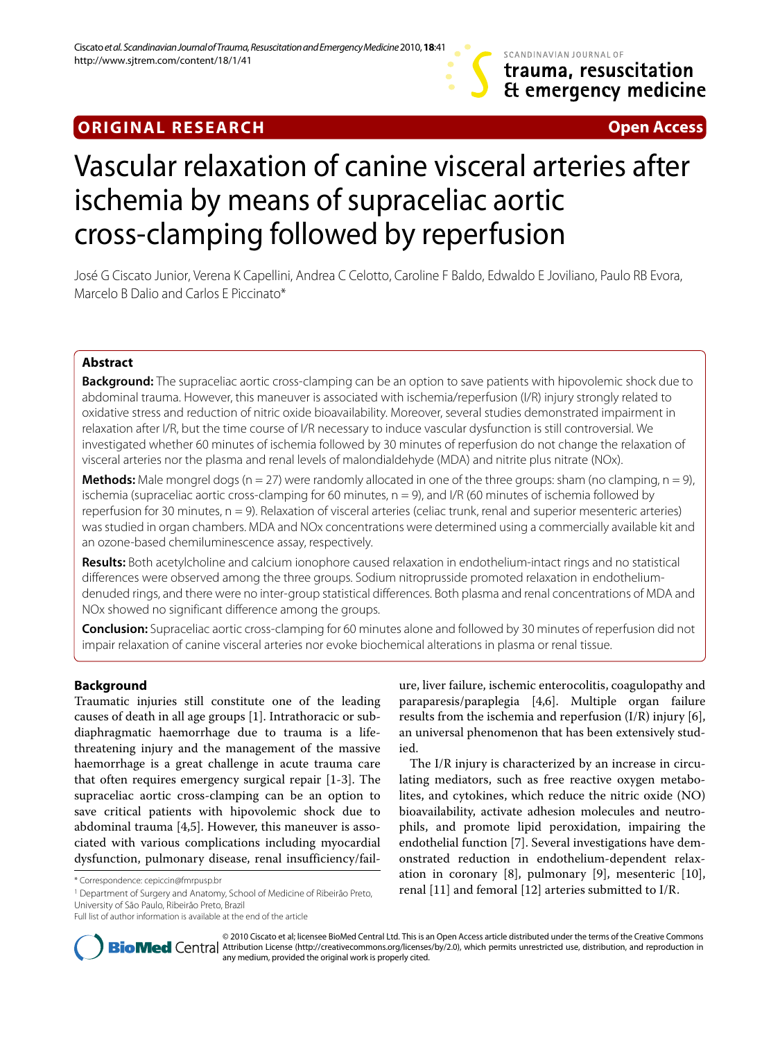**ORIGINAL RESEARCH** **Open Access**

# Vascular relaxation of canine visceral arteries after ischemia by means of supraceliac aortic cross-clamping followed by reperfusion

José G Ciscato Junior, Verena K Capellini, Andrea C Celotto, Caroline F Baldo, Edwaldo E Joviliano, Paulo RB Evora, Marcelo B Dalio and Carlos E Piccinato*

## Abstract

**Background:** The supraceliac aortic cross-clamping can be an option to save patients with hipovolemic shock due to abdominal trauma. However, this maneuver is associated with ischemia/reperfusion (I/R) injury strongly related to oxidative stress and reduction of nitric oxide bioavailability. Moreover, several studies demonstrated impairment in relaxation after I/R, but the time course of I/R necessary to induce vascular dysfunction is still controversial. We investigated whether 60 minutes of ischemia followed by 30 minutes of reperfusion do not change the relaxation of visceral arteries nor the plasma and renal levels of malondialdehyde (MDA) and nitrite plus nitrate (NOx).

**Methods:** Male mongrel dogs (n = 27) were randomly allocated in one of the three groups: sham (no clamping, n = 9), ischemia (supraceliac aortic cross-clamping for 60 minutes, n = 9), and I/R (60 minutes of ischemia followed by reperfusion for 30 minutes, n = 9). Relaxation of visceral arteries (celiac trunk, renal and superior mesenteric arteries) was studied in organ chambers. MDA and NOx concentrations were determined using a commercially available kit and an ozone-based chemiluminescence assay, respectively.

**Results:** Both acetylcholine and calcium ionophore caused relaxation in endothelium-intact rings and no statistical differences were observed among the three groups. Sodium nitroprusside promoted relaxation in endothelium-denuded rings, and there were no inter-group statistical differences. Both plasma and renal concentrations of MDA and NOx showed no significant difference among the groups.

**Conclusion:** Supraceliac aortic cross-clamping for 60 minutes alone and followed by 30 minutes of reperfusion did not impair relaxation of canine visceral arteries nor evoke biochemical alterations in plasma or renal tissue.

## Background

Traumatic injuries still constitute one of the leading causes of death in all age groups [1]. Intrathoracic or subdiaphragmatic haemorrhage due to trauma is a life-threatening injury and the management of the massive haemorrhage is a great challenge in acute trauma care that often requires emergency surgical repair [1-3]. The supraceliac aortic cross-clamping can be an option to save critical patients with hipovolemic shock due to abdominal trauma [4,5]. However, this maneuver is associated with various complications including myocardial dysfunction, pulmonary disease, renal insufficiency/failure, liver failure, ischemic enterocolitis, coagulopathy and paraparesis/paraplegia [4,6]. Multiple organ failure results from the ischemia and reperfusion (I/R) injury [6], an universal phenomenon that has been extensively studied.

The I/R injury is characterized by an increase in circulating mediators, such as free reactive oxygen metabolites, and cytokines, which reduce the nitric oxide (NO) bioavailability, activate adhesion molecules and neutrophils, and promote lipid peroxidation, impairing the endothelial function [7]. Several investigations have demonstrated reduction in endothelium-dependent relaxation in coronary [8], pulmonary [9], mesenteric [10], renal [11] and femoral [12] arteries submitted to I/R.

* Correspondence: cepiccin@fmrpusp.br

[1] Department of Surgery and Anatomy, School of Medicine of Ribeirão Preto, University of São Paulo, Ribeirão Preto, Brazil

Full list of author information is available at the end of the article

© 2010 Ciscato et al; licensee BioMed Central Ltd. This is an Open Access article distributed under the terms of the Creative Commons Attribution License (http://creativecommons.org/licenses/by/2.0), which permits unrestricted use, distribution, and reproduction in any medium, provided the original work is properly cited.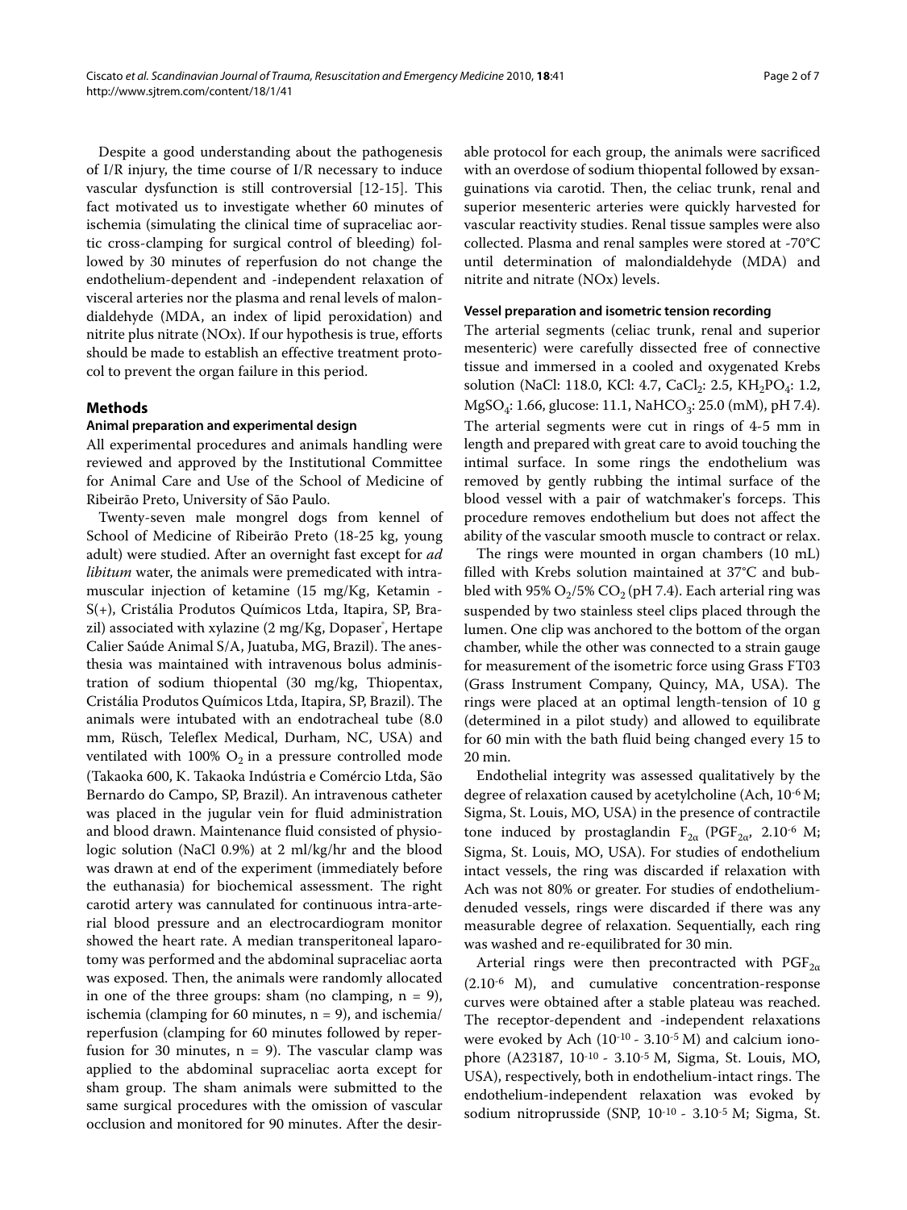Despite a good understanding about the pathogenesis of I/R injury, the time course of I/R necessary to induce vascular dysfunction is still controversial [12-15]. This fact motivated us to investigate whether 60 minutes of ischemia (simulating the clinical time of supraceliac aortic cross-clamping for surgical control of bleeding) followed by 30 minutes of reperfusion do not change the endothelium-dependent and -independent relaxation of visceral arteries nor the plasma and renal levels of malondialdehyde (MDA, an index of lipid peroxidation) and nitrite plus nitrate (NOx). If our hypothesis is true, efforts should be made to establish an effective treatment protocol to prevent the organ failure in this period.

## Methods

### Animal preparation and experimental design

All experimental procedures and animals handling were reviewed and approved by the Institutional Committee for Animal Care and Use of the School of Medicine of Ribeirão Preto, University of São Paulo.

Twenty-seven male mongrel dogs from kennel of School of Medicine of Ribeirão Preto (18-25 kg, young adult) were studied. After an overnight fast except for *ad libitum* water, the animals were premedicated with intramuscular injection of ketamine (15 mg/Kg, Ketamin - S(+), Cristália Produtos Químicos Ltda, Itapira, SP, Brazil) associated with xylazine (2 mg/Kg, Dopaser®, Hertape Calier Saúde Animal S/A, Juatuba, MG, Brazil). The anesthesia was maintained with intravenous bolus administration of sodium thiopental (30 mg/kg, Thiopentax, Cristália Produtos Químicos Ltda, Itapira, SP, Brazil). The animals were intubated with an endotracheal tube (8.0 mm, Rüsch, Teleflex Medical, Durham, NC, USA) and ventilated with 100% $O_2$ in a pressure controlled mode (Takaoka 600, K. Takaoka Indústria e Comércio Ltda, São Bernardo do Campo, SP, Brazil). An intravenous catheter was placed in the jugular vein for fluid administration and blood drawn. Maintenance fluid consisted of physiologic solution (NaCl 0.9%) at 2 ml/kg/hr and the blood was drawn at end of the experiment (immediately before the euthanasia) for biochemical assessment. The right carotid artery was cannulated for continuous intra-arterial blood pressure and an electrocardiogram monitor showed the heart rate. A median transperitoneal laparotomy was performed and the abdominal supraceliac aorta was exposed. Then, the animals were randomly allocated in one of the three groups: sham (no clamping, n = 9), ischemia (clamping for 60 minutes, n = 9), and ischemia/reperfusion (clamping for 60 minutes followed by reperfusion for 30 minutes, n = 9). The vascular clamp was applied to the abdominal supraceliac aorta except for sham group. The sham animals were submitted to the same surgical procedures with the omission of vascular occlusion and monitored for 90 minutes. After the desirable protocol for each group, the animals were sacrificed with an overdose of sodium thiopental followed by exsanguinations via carotid. Then, the celiac trunk, renal and superior mesenteric arteries were quickly harvested for vascular reactivity studies. Renal tissue samples were also collected. Plasma and renal samples were stored at -70°C until determination of malondialdehyde (MDA) and nitrite and nitrate (NOx) levels.

### Vessel preparation and isometric tension recording

The arterial segments (celiac trunk, renal and superior mesenteric) were carefully dissected free of connective tissue and immersed in a cooled and oxygenated Krebs solution (NaCl: 118.0, KCl: 4.7, $CaCl_2$: 2.5, $KH_2PO_4$: 1.2, $MgSO_4$: 1.66, glucose: 11.1, $NaHCO_3$: 25.0 (mM), pH 7.4). The arterial segments were cut in rings of 4-5 mm in length and prepared with great care to avoid touching the intimal surface. In some rings the endothelium was removed by gently rubbing the intimal surface of the blood vessel with a pair of watchmaker's forceps. This procedure removes endothelium but does not affect the ability of the vascular smooth muscle to contract or relax.

The rings were mounted in organ chambers (10 mL) filled with Krebs solution maintained at 37°C and bubbled with 95% $O_2$/5% $CO_2$ (pH 7.4). Each arterial ring was suspended by two stainless steel clips placed through the lumen. One clip was anchored to the bottom of the organ chamber, while the other was connected to a strain gauge for measurement of the isometric force using Grass FT03 (Grass Instrument Company, Quincy, MA, USA). The rings were placed at an optimal length-tension of 10 g (determined in a pilot study) and allowed to equilibrate for 60 min with the bath fluid being changed every 15 to 20 min.

Endothelial integrity was assessed qualitatively by the degree of relaxation caused by acetylcholine (Ach, $10^{-6}$ M; Sigma, St. Louis, MO, USA) in the presence of contractile tone induced by prostaglandin $F_{2\alpha}$ ($PGF_{2\alpha}$, $2.10^{-6}$ M; Sigma, St. Louis, MO, USA). For studies of endothelium intact vessels, the ring was discarded if relaxation with Ach was not 80% or greater. For studies of endothelium-denuded vessels, rings were discarded if there was any measurable degree of relaxation. Sequentially, each ring was washed and re-equilibrated for 30 min.

Arterial rings were then precontracted with $PGF_{2\alpha}$ ($2.10^{-6}$ M), and cumulative concentration-response curves were obtained after a stable plateau was reached. The receptor-dependent and -independent relaxations were evoked by Ach ($10^{-10}$ - $3.10^{-5}$ M) and calcium ionophore (A23187, $10^{-10}$ - $3.10^{-5}$ M, Sigma, St. Louis, MO, USA), respectively, both in endothelium-intact rings. The endothelium-independent relaxation was evoked by sodium nitroprusside (SNP, $10^{-10}$ - $3.10^{-5}$ M; Sigma, St.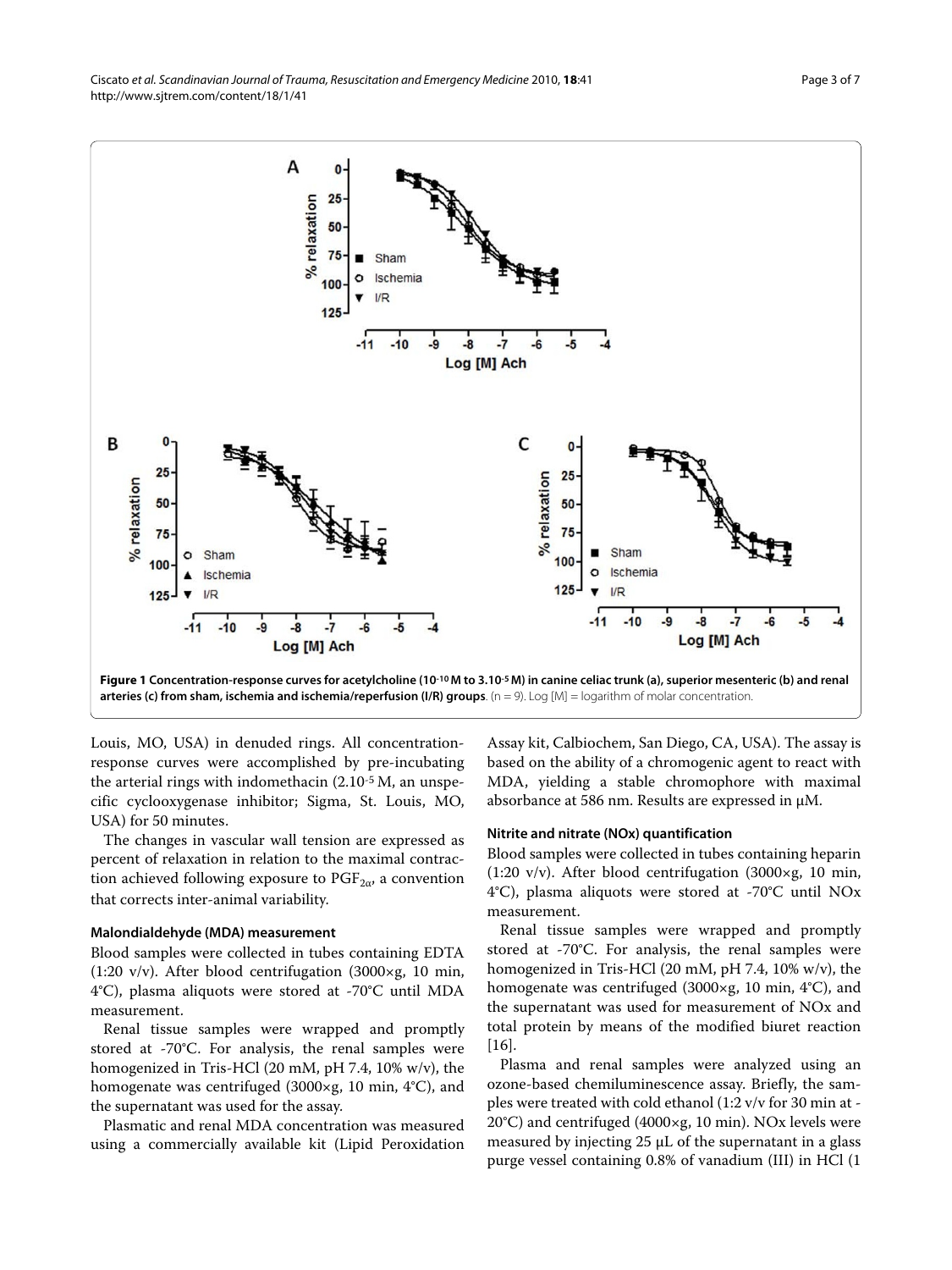**Figure 1 Concentration-response curves for acetylcholine ($10^{-10}$ M to $3.10^{-5}$ M) in canine celiac trunk (a), superior mesenteric (b) and renal arteries (c) from sham, ischemia and ischemia/reperfusion (I/R) groups**. (n = 9). Log [M] = logarithm of molar concentration.

Louis, MO, USA) in denuded rings. All concentration-response curves were accomplished by pre-incubating the arterial rings with indomethacin ($2.10^{-5}$ M, an unspecific cyclooxygenase inhibitor; Sigma, St. Louis, MO, USA) for 50 minutes.

The changes in vascular wall tension are expressed as percent of relaxation in relation to the maximal contraction achieved following exposure to $PGF_{2\alpha}$, a convention that corrects inter-animal variability.

#### Malondialdehyde (MDA) measurement

Blood samples were collected in tubes containing EDTA (1:20 v/v). After blood centrifugation (3000×g, 10 min, 4°C), plasma aliquots were stored at -70°C until MDA measurement.

Renal tissue samples were wrapped and promptly stored at -70°C. For analysis, the renal samples were homogenized in Tris-HCl (20 mM, pH 7.4, 10% w/v), the homogenate was centrifuged (3000×g, 10 min, 4°C), and the supernatant was used for the assay.

Plasmatic and renal MDA concentration was measured using a commercially available kit (Lipid Peroxidation Assay kit, Calbiochem, San Diego, CA, USA). The assay is based on the ability of a chromogenic agent to react with MDA, yielding a stable chromophore with maximal absorbance at 586 nm. Results are expressed in μM.

#### Nitrite and nitrate (NOx) quantification

Blood samples were collected in tubes containing heparin (1:20 v/v). After blood centrifugation (3000×g, 10 min, 4°C), plasma aliquots were stored at -70°C until NOx measurement.

Renal tissue samples were wrapped and promptly stored at -70°C. For analysis, the renal samples were homogenized in Tris-HCl (20 mM, pH 7.4, 10% w/v), the homogenate was centrifuged (3000×g, 10 min, 4°C), and the supernatant was used for measurement of NOx and total protein by means of the modified biuret reaction [16].

Plasma and renal samples were analyzed using an ozone-based chemiluminescence assay. Briefly, the samples were treated with cold ethanol (1:2 v/v for 30 min at -20°C) and centrifuged (4000×g, 10 min). NOx levels were measured by injecting 25 μL of the supernatant in a glass purge vessel containing 0.8% of vanadium (III) in HCl (1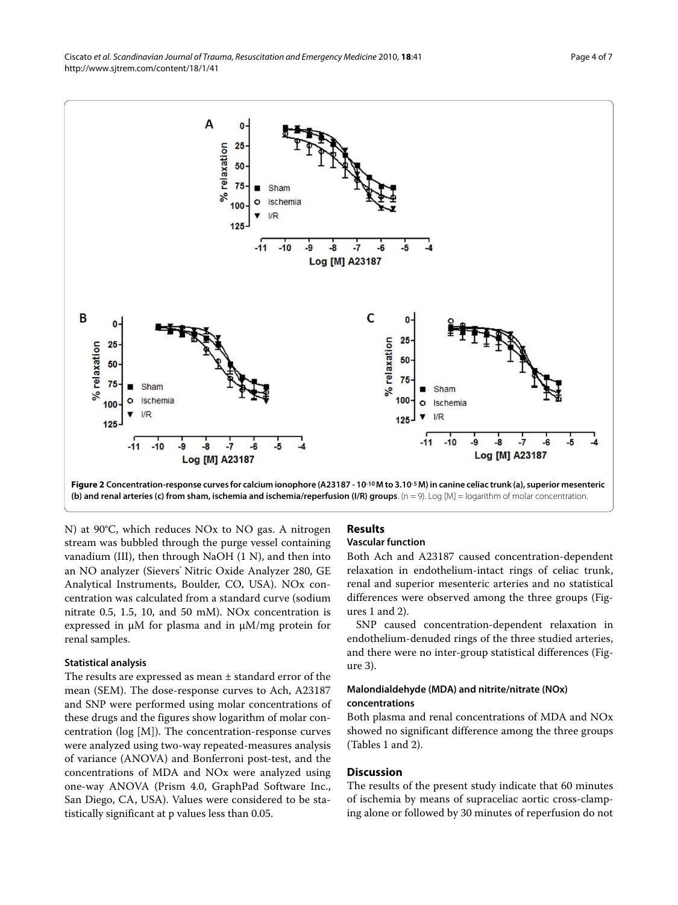**Figure 2 Concentration-response curves for calcium ionophore (A23187 - $10^{-10}$ M to $3.10^{-5}$ M) in canine celiac trunk (a), superior mesenteric (b) and renal arteries (c) from sham, ischemia and ischemia/reperfusion (I/R) groups**. (n = 9). Log [M] = logarithm of molar concentration.

N) at 90°C, which reduces NOx to NO gas. A nitrogen stream was bubbled through the purge vessel containing vanadium (III), then through NaOH (1 N), and then into an NO analyzer (Sievers® Nitric Oxide Analyzer 280, GE Analytical Instruments, Boulder, CO, USA). NOx concentration was calculated from a standard curve (sodium nitrate 0.5, 1.5, 10, and 50 mM). NOx concentration is expressed in µM for plasma and in µM/mg protein for renal samples.

### Statistical analysis

The results are expressed as mean ± standard error of the mean (SEM). The dose-response curves to Ach, A23187 and SNP were performed using molar concentrations of these drugs and the figures show logarithm of molar concentration (log [M]). The concentration-response curves were analyzed using two-way repeated-measures analysis of variance (ANOVA) and Bonferroni post-test, and the concentrations of MDA and NOx were analyzed using one-way ANOVA (Prism 4.0, GraphPad Software Inc., San Diego, CA, USA). Values were considered to be statistically significant at p values less than 0.05.

## Results

### Vascular function

Both Ach and A23187 caused concentration-dependent relaxation in endothelium-intact rings of celiac trunk, renal and superior mesenteric arteries and no statistical differences were observed among the three groups (Figures 1 and 2).

SNP caused concentration-dependent relaxation in endothelium-denuded rings of the three studied arteries, and there were no inter-group statistical differences (Figure 3).

### Malondialdehyde (MDA) and nitrite/nitrate (NOx) concentrations

Both plasma and renal concentrations of MDA and NOx showed no significant difference among the three groups (Tables 1 and 2).

## Discussion

The results of the present study indicate that 60 minutes of ischemia by means of supraceliac aortic cross-clamping alone or followed by 30 minutes of reperfusion do not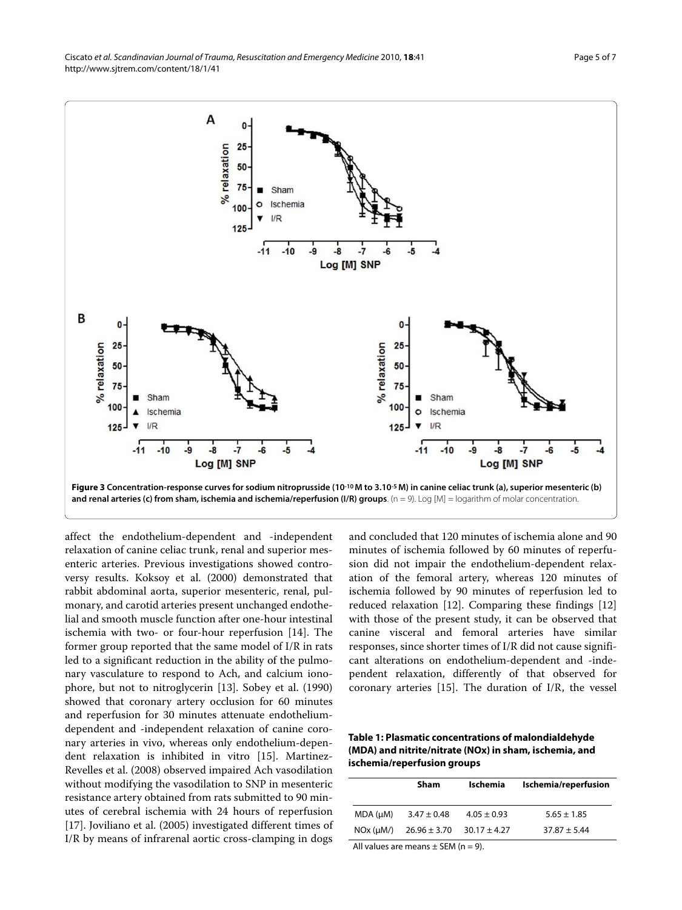**Figure 3 Concentration-response curves for sodium nitroprusside ($10^{-10}$ M to $3.10^{-5}$ M) in canine celiac trunk (a), superior mesenteric (b) and renal arteries (c) from sham, ischemia and ischemia/reperfusion (I/R) groups**. (n = 9). Log [M] = logarithm of molar concentration.

affect the endothelium-dependent and -independent relaxation of canine celiac trunk, renal and superior mesenteric arteries. Previous investigations showed controversy results. Koksoy et al. (2000) demonstrated that rabbit abdominal aorta, superior mesenteric, renal, pulmonary, and carotid arteries present unchanged endothelial and smooth muscle function after one-hour intestinal ischemia with two- or four-hour reperfusion [14]. The former group reported that the same model of I/R in rats led to a significant reduction in the ability of the pulmonary vasculature to respond to Ach, and calcium ionophore, but not to nitroglycerin [13]. Sobey et al. (1990) showed that coronary artery occlusion for 60 minutes and reperfusion for 30 minutes attenuate endothelium-dependent and -independent relaxation of canine coronary arteries in vivo, whereas only endothelium-dependent relaxation is inhibited in vitro [15]. Martinez-Revelles et al. (2008) observed impaired Ach vasodilation without modifying the vasodilation to SNP in mesenteric resistance artery obtained from rats submitted to 90 minutes of cerebral ischemia with 24 hours of reperfusion [17]. Joviliano et al. (2005) investigated different times of I/R by means of infrarenal aortic cross-clamping in dogs and concluded that 120 minutes of ischemia alone and 90 minutes of ischemia followed by 60 minutes of reperfusion did not impair the endothelium-dependent relaxation of the femoral artery, whereas 120 minutes of ischemia followed by 90 minutes of reperfusion led to reduced relaxation [12]. Comparing these findings [12] with those of the present study, it can be observed that canine visceral and femoral arteries have similar responses, since shorter times of I/R did not cause significant alterations on endothelium-dependent and -independent relaxation, differently of that observed for coronary arteries [15]. The duration of I/R, the vessel

**Table 1: Plasmatic concentrations of malondialdehyde (MDA) and nitrite/nitrate (NOx) in sham, ischemia, and ischemia/reperfusion groups**

| | Sham | Ischemia | Ischemia/reperfusion |
|---|---|---|---|
| MDA (μM) | 3.47 ± 0.48 | 4.05 ± 0.93 | 5.65 ± 1.85 |
| NOx (μM/) | 26.96 ± 3.70 | 30.17 ± 4.27 | 37.87 ± 5.44 |

All values are means ± SEM (n = 9).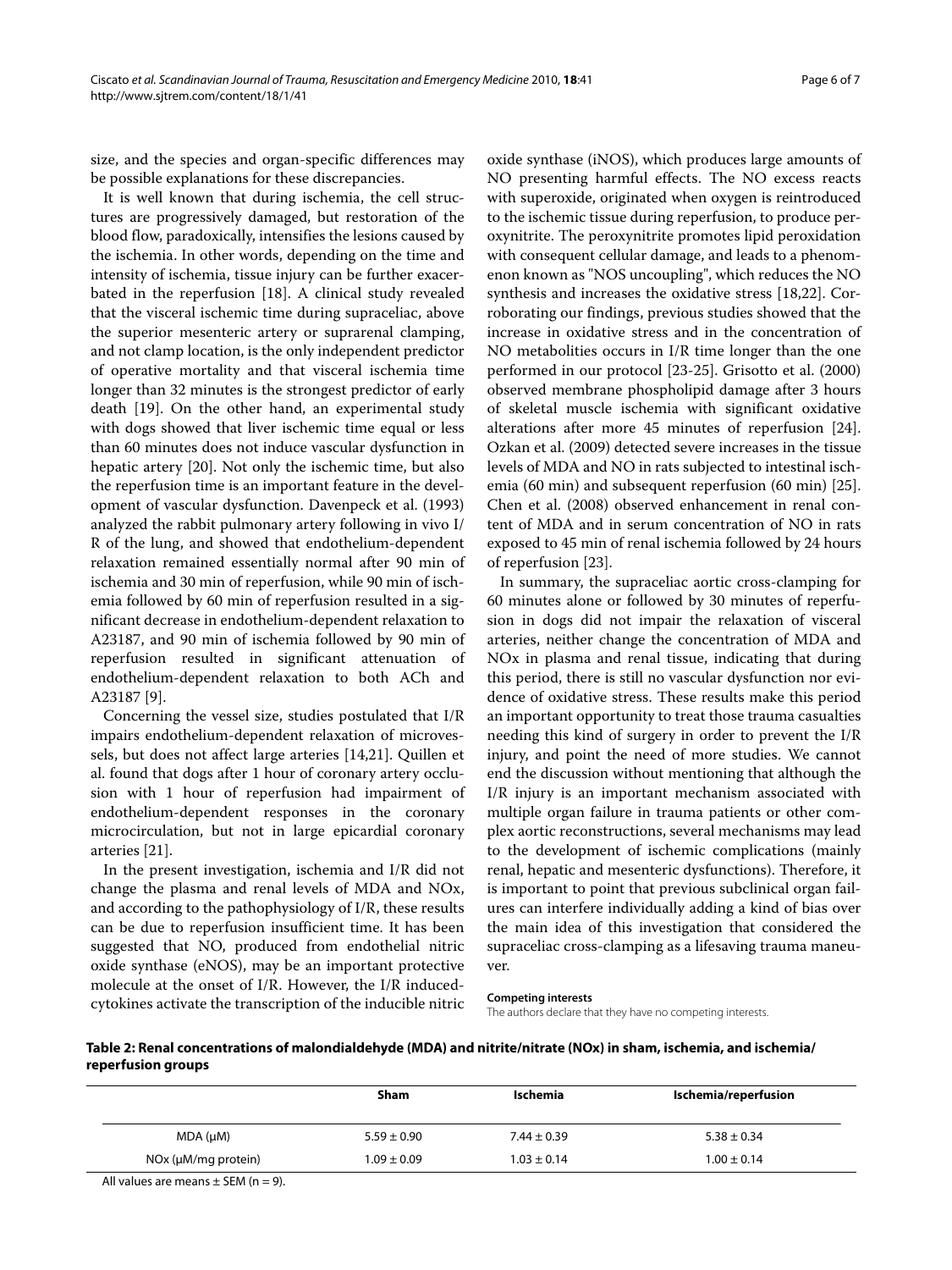size, and the species and organ-specific differences may be possible explanations for these discrepancies.

It is well known that during ischemia, the cell structures are progressively damaged, but restoration of the blood flow, paradoxically, intensifies the lesions caused by the ischemia. In other words, depending on the time and intensity of ischemia, tissue injury can be further exacerbated in the reperfusion [18]. A clinical study revealed that the visceral ischemic time during supraceliac, above the superior mesenteric artery or suprarenal clamping, and not clamp location, is the only independent predictor of operative mortality and that visceral ischemia time longer than 32 minutes is the strongest predictor of early death [19]. On the other hand, an experimental study with dogs showed that liver ischemic time equal or less than 60 minutes does not induce vascular dysfunction in hepatic artery [20]. Not only the ischemic time, but also the reperfusion time is an important feature in the development of vascular dysfunction. Davenpeck et al. (1993) analyzed the rabbit pulmonary artery following in vivo I/R of the lung, and showed that endothelium-dependent relaxation remained essentially normal after 90 min of ischemia and 30 min of reperfusion, while 90 min of ischemia followed by 60 min of reperfusion resulted in a significant decrease in endothelium-dependent relaxation to A23187, and 90 min of ischemia followed by 90 min of reperfusion resulted in significant attenuation of endothelium-dependent relaxation to both ACh and A23187 [9].

Concerning the vessel size, studies postulated that I/R impairs endothelium-dependent relaxation of microvessels, but does not affect large arteries [14,21]. Quillen et al. found that dogs after 1 hour of coronary artery occlusion with 1 hour of reperfusion had impairment of endothelium-dependent responses in the coronary microcirculation, but not in large epicardial coronary arteries [21].

In the present investigation, ischemia and I/R did not change the plasma and renal levels of MDA and NOx, and according to the pathophysiology of I/R, these results can be due to reperfusion insufficient time. It has been suggested that NO, produced from endothelial nitric oxide synthase (eNOS), may be an important protective molecule at the onset of I/R. However, the I/R induced-cytokines activate the transcription of the inducible nitric oxide synthase (iNOS), which produces large amounts of NO presenting harmful effects. The NO excess reacts with superoxide, originated when oxygen is reintroduced to the ischemic tissue during reperfusion, to produce peroxynitrite. The peroxynitrite promotes lipid peroxidation with consequent cellular damage, and leads to a phenomenon known as "NOS uncoupling", which reduces the NO synthesis and increases the oxidative stress [18,22]. Corroborating our findings, previous studies showed that the increase in oxidative stress and in the concentration of NO metabolities occurs in I/R time longer than the one performed in our protocol [23-25]. Grisotto et al. (2000) observed membrane phospholipid damage after 3 hours of skeletal muscle ischemia with significant oxidative alterations after more 45 minutes of reperfusion [24]. Ozkan et al. (2009) detected severe increases in the tissue levels of MDA and NO in rats subjected to intestinal ischemia (60 min) and subsequent reperfusion (60 min) [25]. Chen et al. (2008) observed enhancement in renal content of MDA and in serum concentration of NO in rats exposed to 45 min of renal ischemia followed by 24 hours of reperfusion [23].

In summary, the supraceliac aortic cross-clamping for 60 minutes alone or followed by 30 minutes of reperfusion in dogs did not impair the relaxation of visceral arteries, neither change the concentration of MDA and NOx in plasma and renal tissue, indicating that during this period, there is still no vascular dysfunction nor evidence of oxidative stress. These results make this period an important opportunity to treat those trauma casualties needing this kind of surgery in order to prevent the I/R injury, and point the need of more studies. We cannot end the discussion without mentioning that although the I/R injury is an important mechanism associated with multiple organ failure in trauma patients or other complex aortic reconstructions, several mechanisms may lead to the development of ischemic complications (mainly renal, hepatic and mesenteric dysfunctions). Therefore, it is important to point that previous subclinical organ failures can interfere individually adding a kind of bias over the main idea of this investigation that considered the supraceliac cross-clamping as a lifesaving trauma maneuver.

**Competing interests**

The authors declare that they have no competing interests.

**Table 2: Renal concentrations of malondialdehyde (MDA) and nitrite/nitrate (NOx) in sham, ischemia, and ischemia/reperfusion groups**

| | Sham | Ischemia | Ischemia/reperfusion |
|---|---|---|---|
| MDA (μM) | 5.59 ± 0.90 | 7.44 ± 0.39 | 5.38 ± 0.34 |
| NOx (μM/mg protein) | 1.09 ± 0.09 | 1.03 ± 0.14 | 1.00 ± 0.14 |

All values are means ± SEM (n = 9).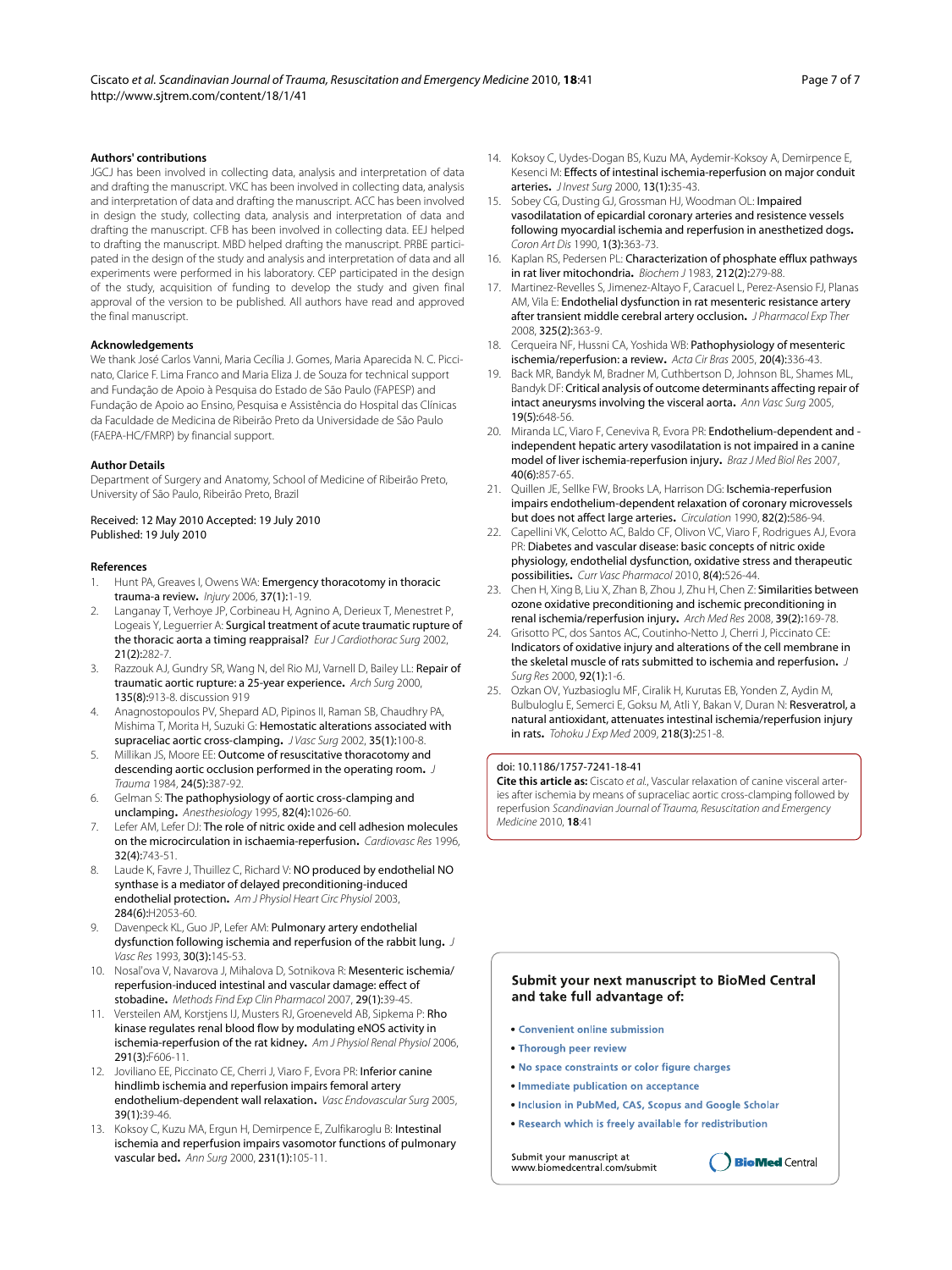### Authors' contributions

JGCJ has been involved in collecting data, analysis and interpretation of data and drafting the manuscript. VKC has been involved in collecting data, analysis and interpretation of data and drafting the manuscript. ACC has been involved in design the study, collecting data, analysis and interpretation of data and drafting the manuscript. CFB has been involved in collecting data. EEJ helped to drafting the manuscript. MBD helped drafting the manuscript. PRBE participated in the design of the study and analysis and interpretation of data and all experiments were performed in his laboratory. CEP participated in the design of the study, acquisition of funding to develop the study and given final approval of the version to be published. All authors have read and approved the final manuscript.

### Acknowledgements

We thank José Carlos Vanni, Maria Cecília J. Gomes, Maria Aparecida N. C. Piccinato, Clarice F. Lima Franco and Maria Eliza J. de Souza for technical support and Fundação de Apoio à Pesquisa do Estado de São Paulo (FAPESP) and Fundação de Apoio ao Ensino, Pesquisa e Assistência do Hospital das Clínicas da Faculdade de Medicina de Ribeirão Preto da Universidade de São Paulo (FAEPA-HC/FMRP) by financial support.

### Author Details

Department of Surgery and Anatomy, School of Medicine of Ribeirão Preto, University of São Paulo, Ribeirão Preto, Brazil

Received: 12 May 2010 Accepted: 19 July 2010
Published: 19 July 2010

### References

1. Hunt PA, Greaves I, Owens WA: **Emergency thoracotomy in thoracic trauma-a review.** *Injury* 2006, **37(1)**:1-19.
2. Langanay T, Verhoye JP, Corbineau H, Agnino A, Derieux T, Menestret P, Logeais Y, Leguerrier A: **Surgical treatment of acute traumatic rupture of the thoracic aorta a timing reappraisal?** *Eur J Cardiothorac Surg* 2002, **21(2)**:282-7.
3. Razzouk AJ, Gundry SR, Wang N, del Rio MJ, Varnell D, Bailey LL: **Repair of traumatic aortic rupture: a 25-year experience.** *Arch Surg* 2000, **135(8)**:913-8. discussion 919
4. Anagnostopoulos PV, Shepard AD, Pipinos II, Raman SB, Chaudhry PA, Mishima T, Morita H, Suzuki G: **Hemostatic alterations associated with supraceliac aortic cross-clamping.** *J Vasc Surg* 2002, **35(1)**:100-8.
5. Millikan JS, Moore EE: **Outcome of resuscitative thoracotomy and descending aortic occlusion performed in the operating room.** *J Trauma* 1984, **24(5)**:387-92.
6. Gelman S: **The pathophysiology of aortic cross-clamping and unclamping.** *Anesthesiology* 1995, **82(4)**:1026-60.
7. Lefer AM, Lefer DJ: **The role of nitric oxide and cell adhesion molecules on the microcirculation in ischaemia-reperfusion.** *Cardiovasc Res* 1996, **32(4)**:743-51.
8. Laude K, Favre J, Thuillez C, Richard V: **NO produced by endothelial NO synthase is a mediator of delayed preconditioning-induced endothelial protection.** *Am J Physiol Heart Circ Physiol* 2003, **284(6)**:H2053-60.
9. Davenpeck KL, Guo JP, Lefer AM: **Pulmonary artery endothelial dysfunction following ischemia and reperfusion of the rabbit lung.** *J Vasc Res* 1993, **30(3)**:145-53.
10. Nosal'ova V, Navarova J, Mihalova D, Sotnikova R: **Mesenteric ischemia/reperfusion-induced intestinal and vascular damage: effect of stobadine.** *Methods Find Exp Clin Pharmacol* 2007, **29(1)**:39-45.
11. Versteilen AM, Korstjens IJ, Musters RJ, Groeneveld AB, Sipkema P: **Rho kinase regulates renal blood flow by modulating eNOS activity in ischemia-reperfusion of the rat kidney.** *Am J Physiol Renal Physiol* 2006, **291(3)**:F606-11.
12. Joviliano EE, Piccinato CE, Cherri J, Viaro F, Evora PR: **Inferior canine hindlimb ischemia and reperfusion impairs femoral artery endothelium-dependent wall relaxation.** *Vasc Endovascular Surg* 2005, **39(1)**:39-46.
13. Koksoy C, Kuzu MA, Ergun H, Demirpence E, Zulfikaroglu B: **Intestinal ischemia and reperfusion impairs vasomotor functions of pulmonary vascular bed.** *Ann Surg* 2000, **231(1)**:105-11.
14. Koksoy C, Uydes-Dogan BS, Kuzu MA, Aydemir-Koksoy A, Demirpence E, Kesenci M: **Effects of intestinal ischemia-reperfusion on major conduit arteries.** *J Invest Surg* 2000, **13(1)**:35-43.
15. Sobey CG, Dusting GJ, Grossman HJ, Woodman OL: **Impaired vasodilatation of epicardial coronary arteries and resistence vessels following myocardial ischemia and reperfusion in anesthetized dogs.** *Coron Art Dis* 1990, **1(3)**:363-73.
16. Kaplan RS, Pedersen PL: **Characterization of phosphate efflux pathways in rat liver mitochondria.** *Biochem J* 1983, **212(2)**:279-88.
17. Martinez-Revelles S, Jimenez-Altayo F, Caracuel L, Perez-Asensio FJ, Planas AM, Vila E: **Endothelial dysfunction in rat mesenteric resistance artery after transient middle cerebral artery occlusion.** *J Pharmacol Exp Ther* 2008, **325(2)**:363-9.
18. Cerqueira NF, Hussni CA, Yoshida WB: **Pathophysiology of mesenteric ischemia/reperfusion: a review.** *Acta Cir Bras* 2005, **20(4)**:336-43.
19. Back MR, Bandyk M, Bradner M, Cuthbertson D, Johnson BL, Shames ML, Bandyk DF: **Critical analysis of outcome determinants affecting repair of intact aneurysms involving the visceral aorta.** *Ann Vasc Surg* 2005, **19(5)**:648-56.
20. Miranda LC, Viaro F, Ceneviva R, Evora PR: **Endothelium-dependent and -independent hepatic artery vasodilatation is not impaired in a canine model of liver ischemia-reperfusion injury.** *Braz J Med Biol Res* 2007, **40(6)**:857-65.
21. Quillen JE, Sellke FW, Brooks LA, Harrison DG: **Ischemia-reperfusion impairs endothelium-dependent relaxation of coronary microvessels but does not affect large arteries.** *Circulation* 1990, **82(2)**:586-94.
22. Capellini VK, Celotto AC, Baldo CF, Olivon VC, Viaro F, Rodrigues AJ, Evora PR: **Diabetes and vascular disease: basic concepts of nitric oxide physiology, endothelial dysfunction, oxidative stress and therapeutic possibilities.** *Curr Vasc Pharmacol* 2010, **8(4)**:526-44.
23. Chen H, Xing B, Liu X, Zhan B, Zhou J, Zhu H, Chen Z: **Similarities between ozone oxidative preconditioning and ischemic preconditioning in renal ischemia/reperfusion injury.** *Arch Med Res* 2008, **39(2)**:169-78.
24. Grisotto PC, dos Santos AC, Coutinho-Netto J, Cherri J, Piccinato CE: **Indicators of oxidative injury and alterations of the cell membrane in the skeletal muscle of rats submitted to ischemia and reperfusion.** *J Surg Res* 2000, **92(1)**:1-6.
25. Ozkan OV, Yuzbasioglu MF, Ciralik H, Kurutas EB, Yonden Z, Aydin M, Bulbuloglu E, Semerci E, Goksu M, Atli Y, Bakan V, Duran N: **Resveratrol, a natural antioxidant, attenuates intestinal ischemia/reperfusion injury in rats.** *Tohoku J Exp Med* 2009, **218(3)**:251-8.

doi: 10.1186/1757-7241-18-41
**Cite this article as:** Ciscato *et al.*, Vascular relaxation of canine visceral arteries after ischemia by means of supraceliac aortic cross-clamping followed by reperfusion *Scandinavian Journal of Trauma, Resuscitation and Emergency Medicine* 2010, **18**:41

**Submit your next manuscript to BioMed Central and take full advantage of:**

- Convenient online submission
- Thorough peer review
- No space constraints or color figure charges
- Immediate publication on acceptance
- Inclusion in PubMed, CAS, Scopus and Google Scholar
- Research which is freely available for redistribution

Submit your manuscript at www.biomedcentral.com/submit

BioMed Central